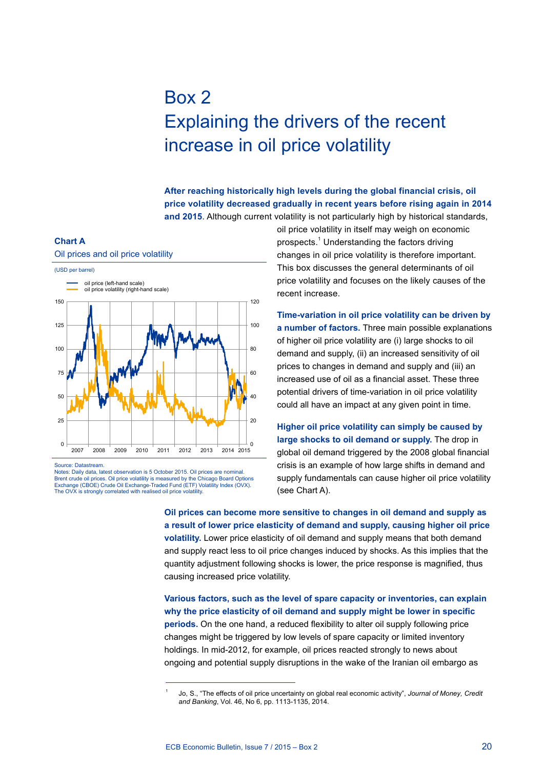# Box 2
# Explaining the drivers of the recent increase in oil price volatility

**After reaching historically high levels during the global financial crisis, oil price volatility decreased gradually in recent years before rising again in 2014 and 2015**. Although current volatility is not particularly high by historical standards, oil price volatility in itself may weigh on economic prospects.[1] Understanding the factors driving changes in oil price volatility is therefore important. This box discusses the general determinants of oil price volatility and focuses on the likely causes of the recent increase.

**Chart A**

Oil prices and oil price volatility

(USD per barrel)

- oil price (left-hand scale)
- oil price volatility (right-hand scale)

Source: Datastream.

Notes: Daily data, latest observation is 5 October 2015. Oil prices are nominal. Brent crude oil prices. Oil price volatility is measured by the Chicago Board Options Exchange (CBOE) Crude Oil Exchange-Traded Fund (ETF) Volatility Index (OVX). The OVX is strongly correlated with realised oil price volatility.

**Time-variation in oil price volatility can be driven by a number of factors.** Three main possible explanations of higher oil price volatility are (i) large shocks to oil demand and supply, (ii) an increased sensitivity of oil prices to changes in demand and supply and (iii) an increased use of oil as a financial asset. These three potential drivers of time-variation in oil price volatility could all have an impact at any given point in time.

**Higher oil price volatility can simply be caused by large shocks to oil demand or supply.** The drop in global oil demand triggered by the 2008 global financial crisis is an example of how large shifts in demand and supply fundamentals can cause higher oil price volatility (see Chart A).

**Oil prices can become more sensitive to changes in oil demand and supply as a result of lower price elasticity of demand and supply, causing higher oil price volatility.** Lower price elasticity of oil demand and supply means that both demand and supply react less to oil price changes induced by shocks. As this implies that the quantity adjustment following shocks is lower, the price response is magnified, thus causing increased price volatility.

**Various factors, such as the level of spare capacity or inventories, can explain why the price elasticity of oil demand and supply might be lower in specific periods.** On the one hand, a reduced flexibility to alter oil supply following price changes might be triggered by low levels of spare capacity or limited inventory holdings. In mid-2012, for example, oil prices reacted strongly to news about ongoing and potential supply disruptions in the wake of the Iranian oil embargo as

---

[1] Jo, S., "The effects of oil price uncertainty on global real economic activity", *Journal of Money, Credit and Banking*, Vol. 46, No 6, pp. 1113-1135, 2014.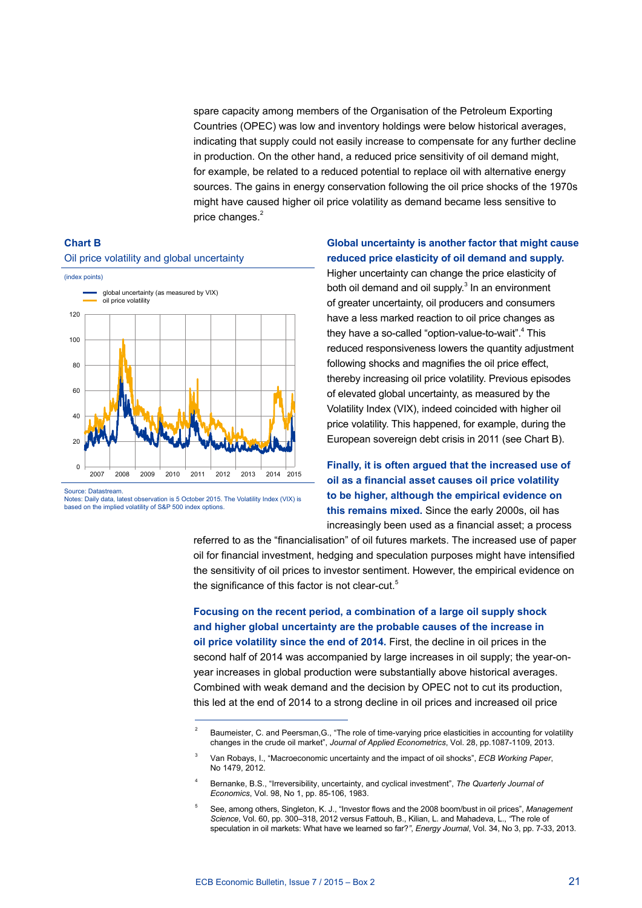spare capacity among members of the Organisation of the Petroleum Exporting Countries (OPEC) was low and inventory holdings were below historical averages, indicating that supply could not easily increase to compensate for any further decline in production. On the other hand, a reduced price sensitivity of oil demand might, for example, be related to a reduced potential to replace oil with alternative energy sources. The gains in energy conservation following the oil price shocks of the 1970s might have caused higher oil price volatility as demand became less sensitive to price changes.[2]

**Chart B**

Oil price volatility and global uncertainty

(index points)

Source: Datastream.
Notes: Daily data, latest observation is 5 October 2015. The Volatility Index (VIX) is based on the implied volatility of S&P 500 index options.

**Global uncertainty is another factor that might cause reduced price elasticity of oil demand and supply.** Higher uncertainty can change the price elasticity of both oil demand and oil supply.[3] In an environment of greater uncertainty, oil producers and consumers have a less marked reaction to oil price changes as they have a so-called "option-value-to-wait".[4] This reduced responsiveness lowers the quantity adjustment following shocks and magnifies the oil price effect, thereby increasing oil price volatility. Previous episodes of elevated global uncertainty, as measured by the Volatility Index (VIX), indeed coincided with higher oil price volatility. This happened, for example, during the European sovereign debt crisis in 2011 (see Chart B).

**Finally, it is often argued that the increased use of oil as a financial asset causes oil price volatility to be higher, although the empirical evidence on this remains mixed.** Since the early 2000s, oil has increasingly been used as a financial asset; a process referred to as the "financialisation" of oil futures markets. The increased use of paper oil for financial investment, hedging and speculation purposes might have intensified the sensitivity of oil prices to investor sentiment. However, the empirical evidence on the significance of this factor is not clear-cut.[5]

**Focusing on the recent period, a combination of a large oil supply shock and higher global uncertainty are the probable causes of the increase in oil price volatility since the end of 2014.** First, the decline in oil prices in the second half of 2014 was accompanied by large increases in oil supply; the year-on-year increases in global production were substantially above historical averages. Combined with weak demand and the decision by OPEC not to cut its production, this led at the end of 2014 to a strong decline in oil prices and increased oil price

---

[2] Baumeister, C. and Peersman,G., "The role of time-varying price elasticities in accounting for volatility changes in the crude oil market", *Journal of Applied Econometrics*, Vol. 28, pp.1087-1109, 2013.

[3] Van Robays, I., "Macroeconomic uncertainty and the impact of oil shocks", *ECB Working Paper*, No 1479, 2012.

[4] Bernanke, B.S., "Irreversibility, uncertainty, and cyclical investment", *The Quarterly Journal of Economics*, Vol. 98, No 1, pp. 85-106, 1983.

[5] See, among others, Singleton, K. J., "Investor flows and the 2008 boom/bust in oil prices", *Management Science*, Vol. 60, pp. 300–318, 2012 versus Fattouh, B., Kilian, L. and Mahadeva, L., "The role of speculation in oil markets: What have we learned so far?", *Energy Journal*, Vol. 34, No 3, pp. 7-33, 2013.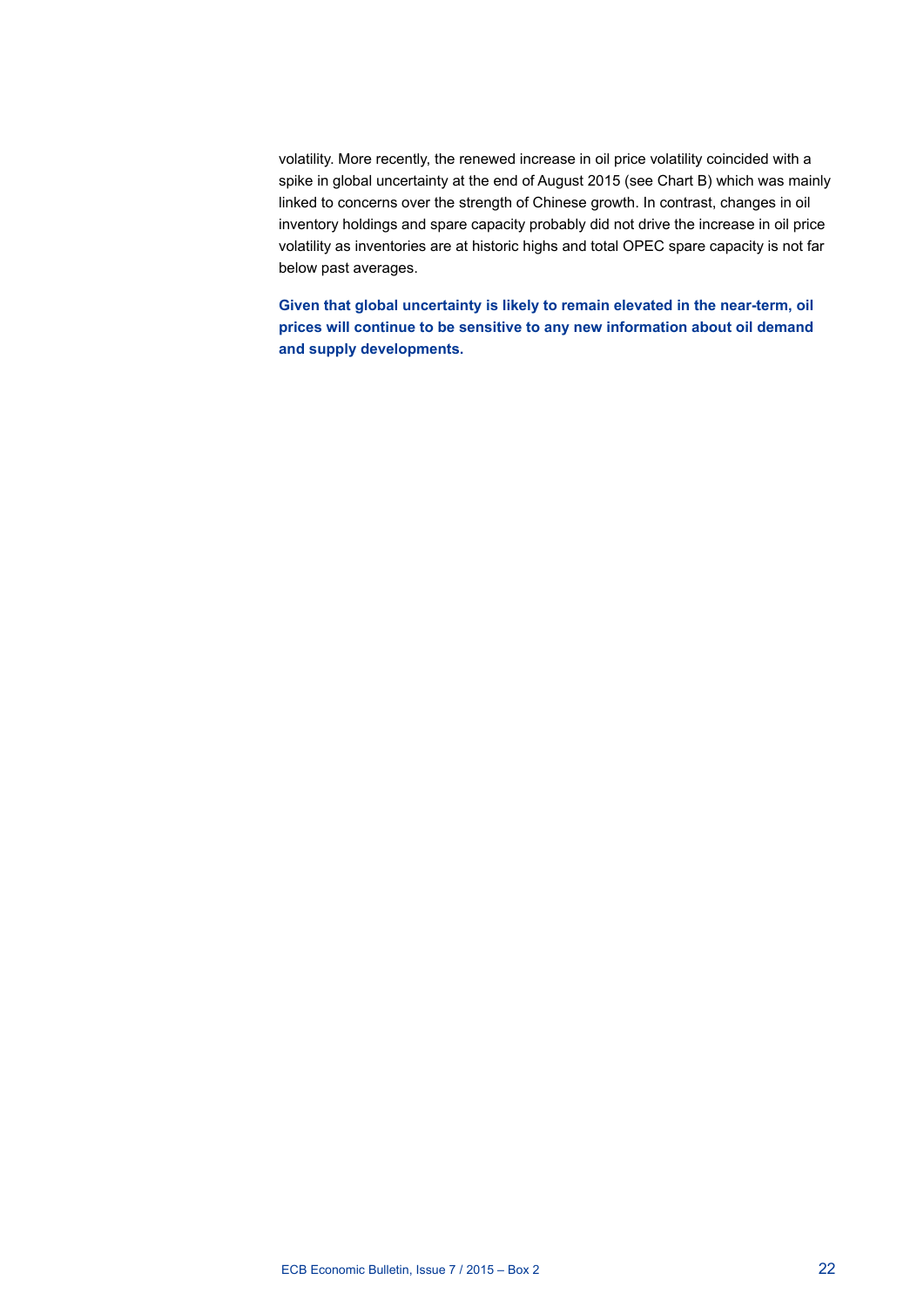volatility. More recently, the renewed increase in oil price volatility coincided with a spike in global uncertainty at the end of August 2015 (see Chart B) which was mainly linked to concerns over the strength of Chinese growth. In contrast, changes in oil inventory holdings and spare capacity probably did not drive the increase in oil price volatility as inventories are at historic highs and total OPEC spare capacity is not far below past averages.

**Given that global uncertainty is likely to remain elevated in the near-term, oil prices will continue to be sensitive to any new information about oil demand and supply developments.**